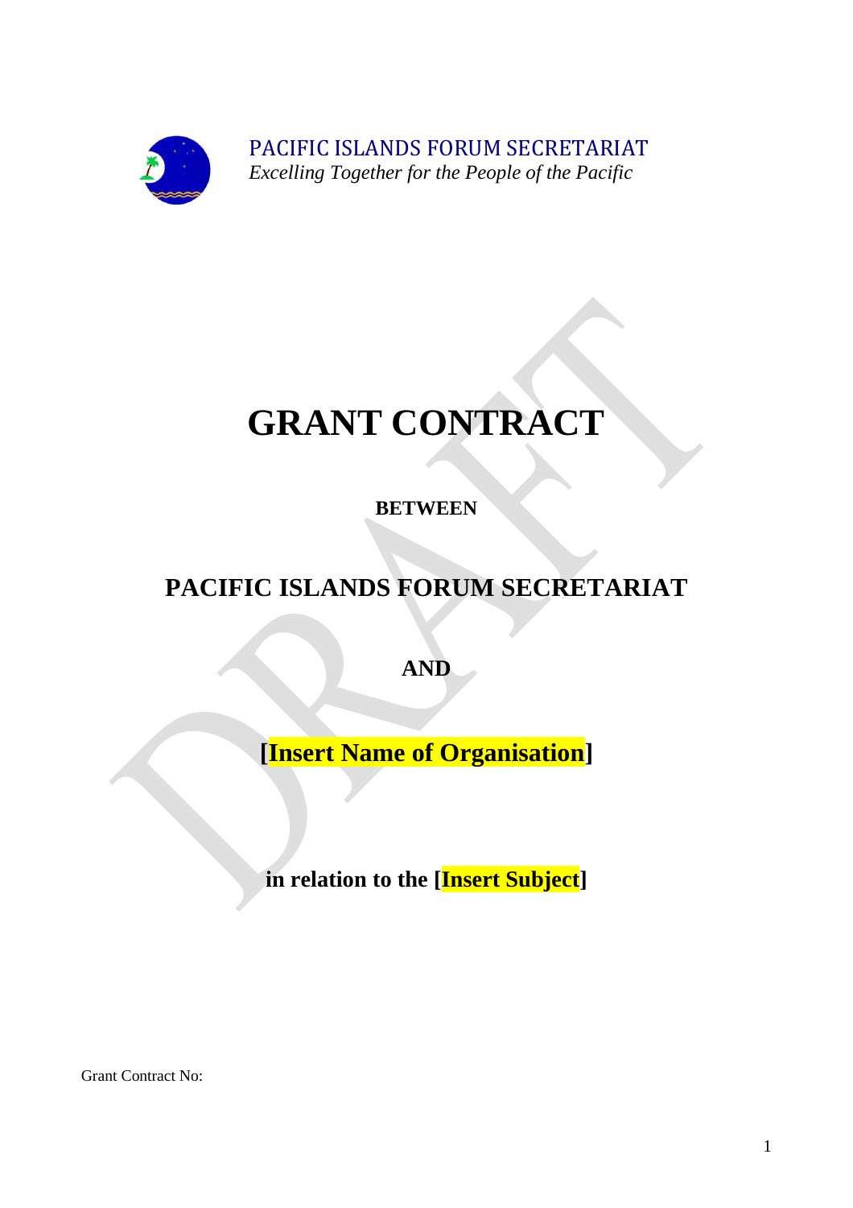PACIFIC ISLANDS FORUM SECRETARIAT

*Excelling Together for the People of the Pacific*

# GRANT CONTRACT

**BETWEEN**

## PACIFIC ISLANDS FORUM SECRETARIAT

**AND**

## [Insert Name of Organisation]

**in relation to the [Insert Subject]**

Grant Contract No: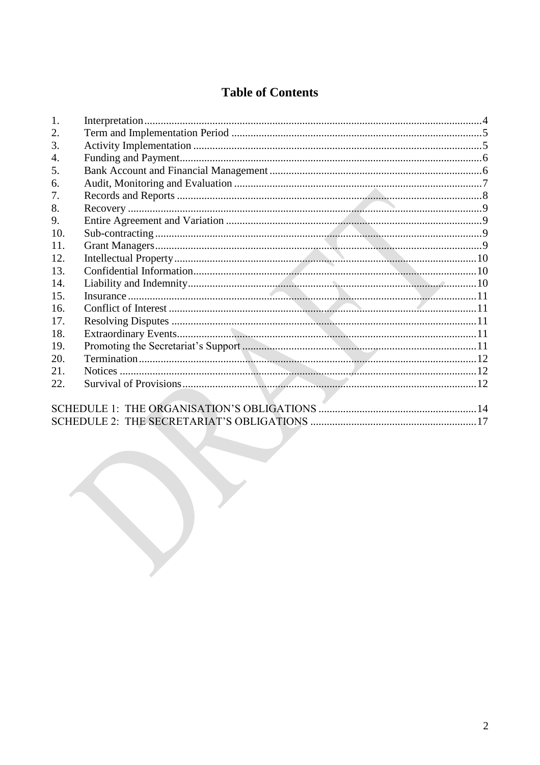# Table of Contents

1. Interpretation .... 4
2. Term and Implementation Period .... 5
3. Activity Implementation .... 5
4. Funding and Payment .... 6
5. Bank Account and Financial Management .... 6
6. Audit, Monitoring and Evaluation .... 7
7. Records and Reports .... 8
8. Recovery .... 9
9. Entire Agreement and Variation .... 9
10. Sub-contracting .... 9
11. Grant Managers .... 9
12. Intellectual Property .... 10
13. Confidential Information .... 10
14. Liability and Indemnity .... 10
15. Insurance .... 11
16. Conflict of Interest .... 11
17. Resolving Disputes .... 11
18. Extraordinary Events .... 11
19. Promoting the Secretariat's Support .... 11
20. Termination .... 12
21. Notices .... 12
22. Survival of Provisions .... 12

SCHEDULE 1: THE ORGANISATION'S OBLIGATIONS .... 14

SCHEDULE 2: THE SECRETARIAT'S OBLIGATIONS .... 17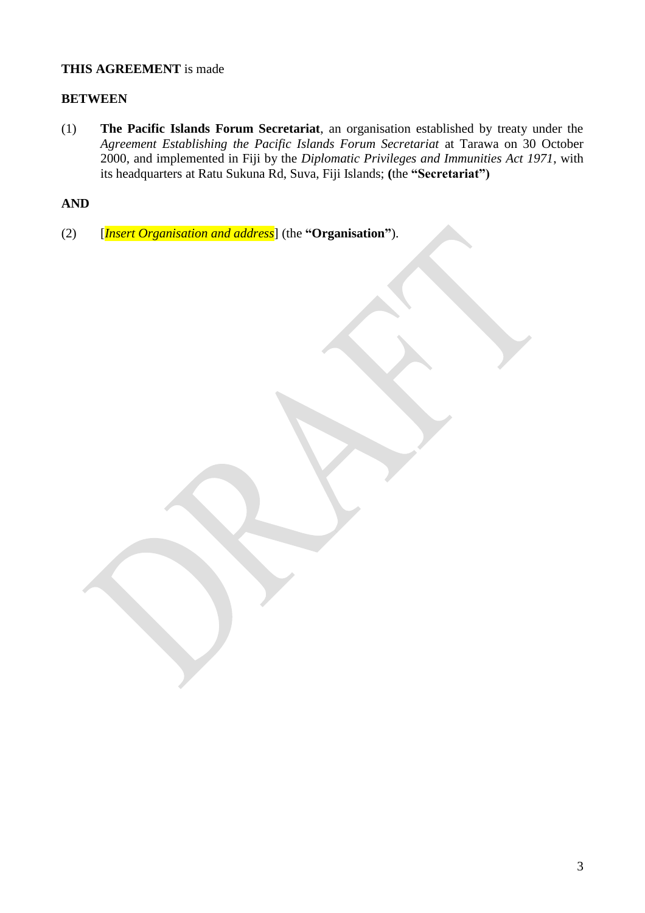**THIS AGREEMENT** is made

**BETWEEN**

(1) **The Pacific Islands Forum Secretariat**, an organisation established by treaty under the *Agreement Establishing the Pacific Islands Forum Secretariat* at Tarawa on 30 October 2000, and implemented in Fiji by the *Diplomatic Privileges and Immunities Act 1971*, with its headquarters at Ratu Sukuna Rd, Suva, Fiji Islands; **(**the **"Secretariat")**

**AND**

(2) [*Insert Organisation and address*] (the **"Organisation"**).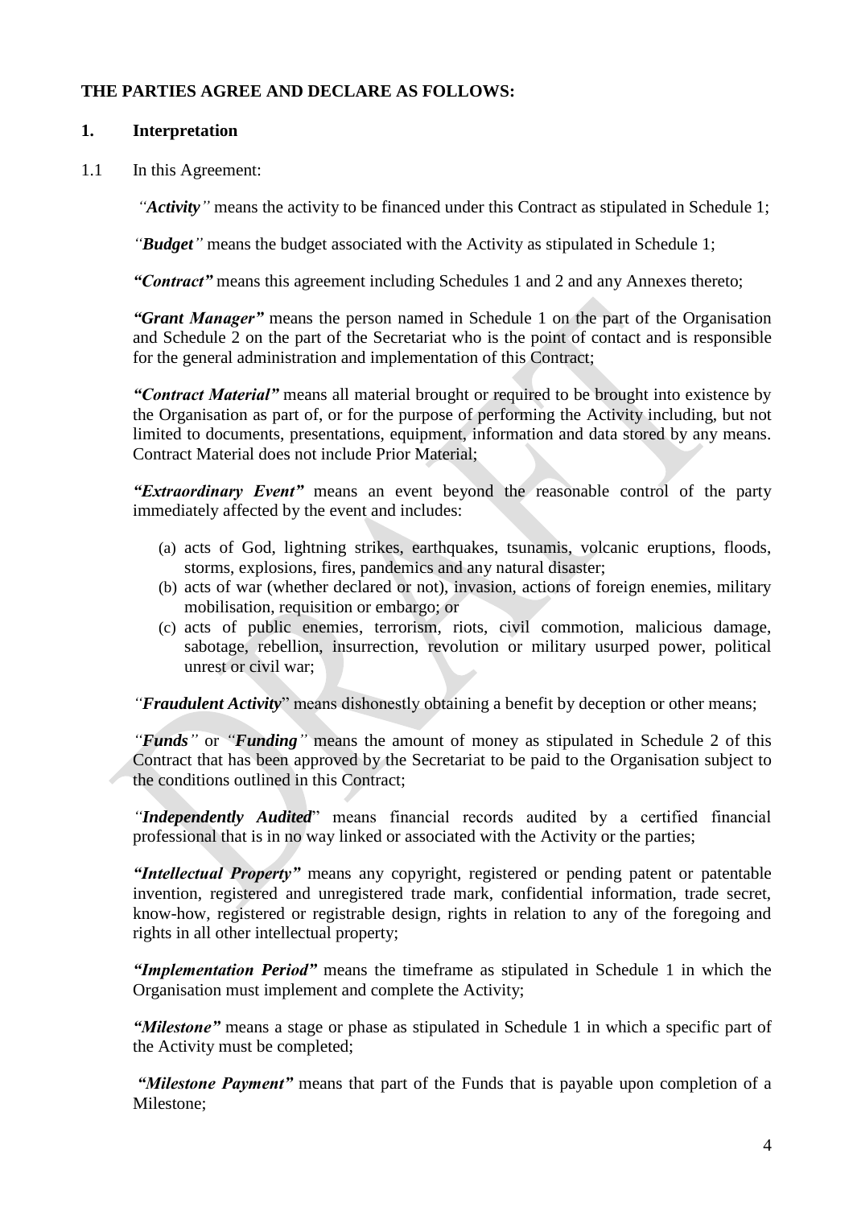**THE PARTIES AGREE AND DECLARE AS FOLLOWS:**

## 1. Interpretation

1.1 In this Agreement:

*"**Activity**"* means the activity to be financed under this Contract as stipulated in Schedule 1;

*"**Budget**"* means the budget associated with the Activity as stipulated in Schedule 1;

***"Contract"*** means this agreement including Schedules 1 and 2 and any Annexes thereto;

***"Grant Manager"*** means the person named in Schedule 1 on the part of the Organisation and Schedule 2 on the part of the Secretariat who is the point of contact and is responsible for the general administration and implementation of this Contract;

***"Contract Material"*** means all material brought or required to be brought into existence by the Organisation as part of, or for the purpose of performing the Activity including, but not limited to documents, presentations, equipment, information and data stored by any means. Contract Material does not include Prior Material;

***"Extraordinary Event"*** means an event beyond the reasonable control of the party immediately affected by the event and includes:

(a) acts of God, lightning strikes, earthquakes, tsunamis, volcanic eruptions, floods, storms, explosions, fires, pandemics and any natural disaster;
(b) acts of war (whether declared or not), invasion, actions of foreign enemies, military mobilisation, requisition or embargo; or
(c) acts of public enemies, terrorism, riots, civil commotion, malicious damage, sabotage, rebellion, insurrection, revolution or military usurped power, political unrest or civil war;

*"**Fraudulent Activity**"* means dishonestly obtaining a benefit by deception or other means;

*"**Funds**"* or *"**Funding**"* means the amount of money as stipulated in Schedule 2 of this Contract that has been approved by the Secretariat to be paid to the Organisation subject to the conditions outlined in this Contract;

*"**Independently Audited**"* means financial records audited by a certified financial professional that is in no way linked or associated with the Activity or the parties;

***"Intellectual Property"*** means any copyright, registered or pending patent or patentable invention, registered and unregistered trade mark, confidential information, trade secret, know-how, registered or registrable design, rights in relation to any of the foregoing and rights in all other intellectual property;

***"Implementation Period"*** means the timeframe as stipulated in Schedule 1 in which the Organisation must implement and complete the Activity;

***"Milestone"*** means a stage or phase as stipulated in Schedule 1 in which a specific part of the Activity must be completed;

***"Milestone Payment"*** means that part of the Funds that is payable upon completion of a Milestone;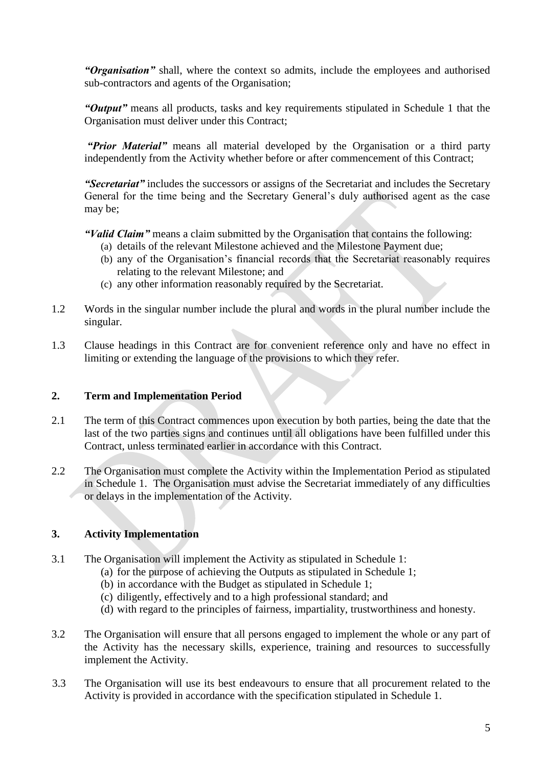***"Organisation"*** shall, where the context so admits, include the employees and authorised sub-contractors and agents of the Organisation;

***"Output"*** means all products, tasks and key requirements stipulated in Schedule 1 that the Organisation must deliver under this Contract;

***"Prior Material"*** means all material developed by the Organisation or a third party independently from the Activity whether before or after commencement of this Contract;

***"Secretariat"*** includes the successors or assigns of the Secretariat and includes the Secretary General for the time being and the Secretary General's duly authorised agent as the case may be;

***"Valid Claim"*** means a claim submitted by the Organisation that contains the following:

(a) details of the relevant Milestone achieved and the Milestone Payment due;
(b) any of the Organisation's financial records that the Secretariat reasonably requires relating to the relevant Milestone; and
(c) any other information reasonably required by the Secretariat.

1.2 Words in the singular number include the plural and words in the plural number include the singular.

1.3 Clause headings in this Contract are for convenient reference only and have no effect in limiting or extending the language of the provisions to which they refer.

## 2. Term and Implementation Period

2.1 The term of this Contract commences upon execution by both parties, being the date that the last of the two parties signs and continues until all obligations have been fulfilled under this Contract, unless terminated earlier in accordance with this Contract.

2.2 The Organisation must complete the Activity within the Implementation Period as stipulated in Schedule 1. The Organisation must advise the Secretariat immediately of any difficulties or delays in the implementation of the Activity.

## 3. Activity Implementation

3.1 The Organisation will implement the Activity as stipulated in Schedule 1:

(a) for the purpose of achieving the Outputs as stipulated in Schedule 1;
(b) in accordance with the Budget as stipulated in Schedule 1;
(c) diligently, effectively and to a high professional standard; and
(d) with regard to the principles of fairness, impartiality, trustworthiness and honesty.

3.2 The Organisation will ensure that all persons engaged to implement the whole or any part of the Activity has the necessary skills, experience, training and resources to successfully implement the Activity.

3.3 The Organisation will use its best endeavours to ensure that all procurement related to the Activity is provided in accordance with the specification stipulated in Schedule 1.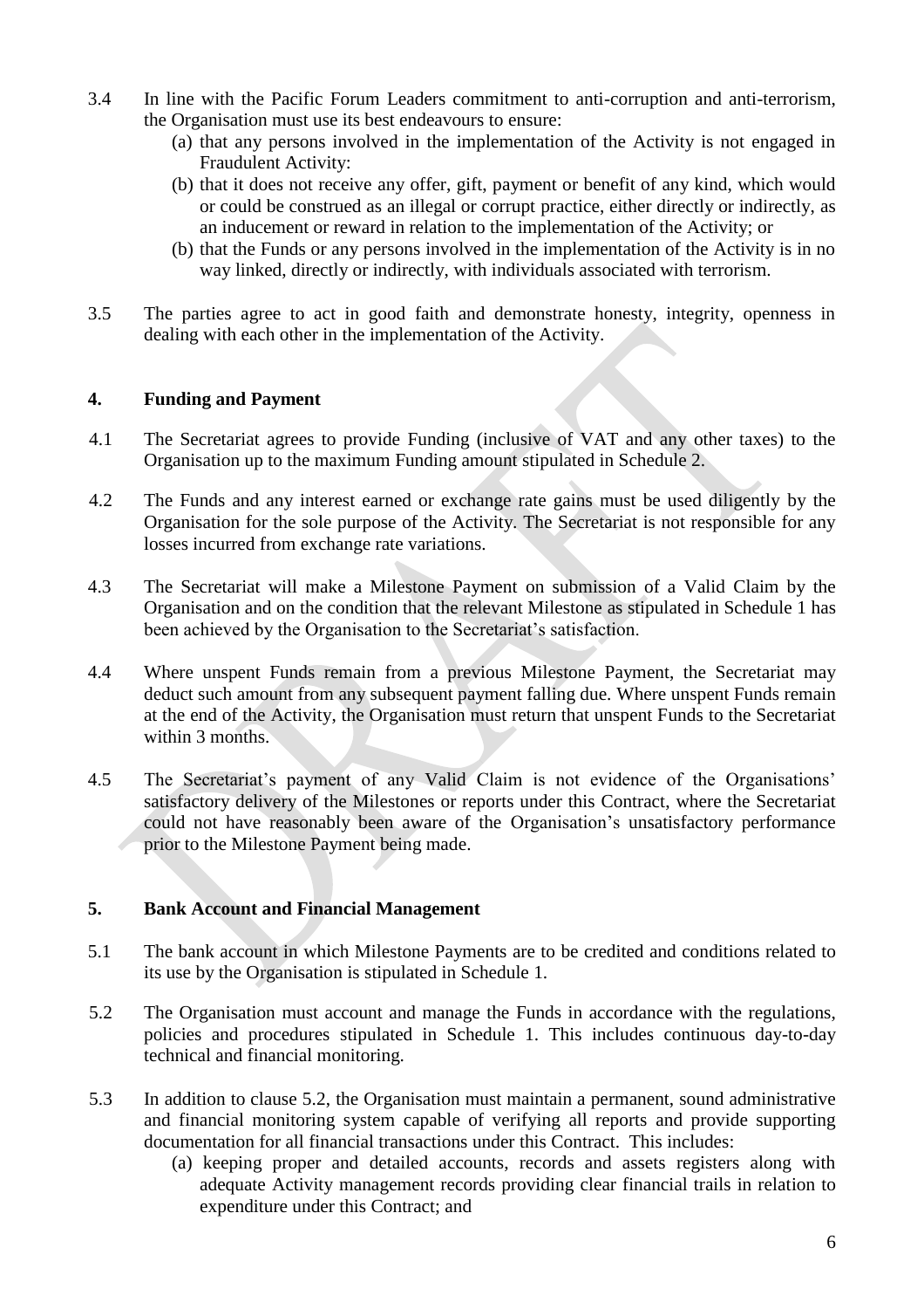3.4 In line with the Pacific Forum Leaders commitment to anti-corruption and anti-terrorism, the Organisation must use its best endeavours to ensure:

   (a) that any persons involved in the implementation of the Activity is not engaged in Fraudulent Activity:

   (b) that it does not receive any offer, gift, payment or benefit of any kind, which would or could be construed as an illegal or corrupt practice, either directly or indirectly, as an inducement or reward in relation to the implementation of the Activity; or

   (b) that the Funds or any persons involved in the implementation of the Activity is in no way linked, directly or indirectly, with individuals associated with terrorism.

3.5 The parties agree to act in good faith and demonstrate honesty, integrity, openness in dealing with each other in the implementation of the Activity.

## 4. Funding and Payment

4.1 The Secretariat agrees to provide Funding (inclusive of VAT and any other taxes) to the Organisation up to the maximum Funding amount stipulated in Schedule 2.

4.2 The Funds and any interest earned or exchange rate gains must be used diligently by the Organisation for the sole purpose of the Activity. The Secretariat is not responsible for any losses incurred from exchange rate variations.

4.3 The Secretariat will make a Milestone Payment on submission of a Valid Claim by the Organisation and on the condition that the relevant Milestone as stipulated in Schedule 1 has been achieved by the Organisation to the Secretariat's satisfaction.

4.4 Where unspent Funds remain from a previous Milestone Payment, the Secretariat may deduct such amount from any subsequent payment falling due. Where unspent Funds remain at the end of the Activity, the Organisation must return that unspent Funds to the Secretariat within 3 months.

4.5 The Secretariat's payment of any Valid Claim is not evidence of the Organisations' satisfactory delivery of the Milestones or reports under this Contract, where the Secretariat could not have reasonably been aware of the Organisation's unsatisfactory performance prior to the Milestone Payment being made.

## 5. Bank Account and Financial Management

5.1 The bank account in which Milestone Payments are to be credited and conditions related to its use by the Organisation is stipulated in Schedule 1.

5.2 The Organisation must account and manage the Funds in accordance with the regulations, policies and procedures stipulated in Schedule 1. This includes continuous day-to-day technical and financial monitoring.

5.3 In addition to clause 5.2, the Organisation must maintain a permanent, sound administrative and financial monitoring system capable of verifying all reports and provide supporting documentation for all financial transactions under this Contract. This includes:

   (a) keeping proper and detailed accounts, records and assets registers along with adequate Activity management records providing clear financial trails in relation to expenditure under this Contract; and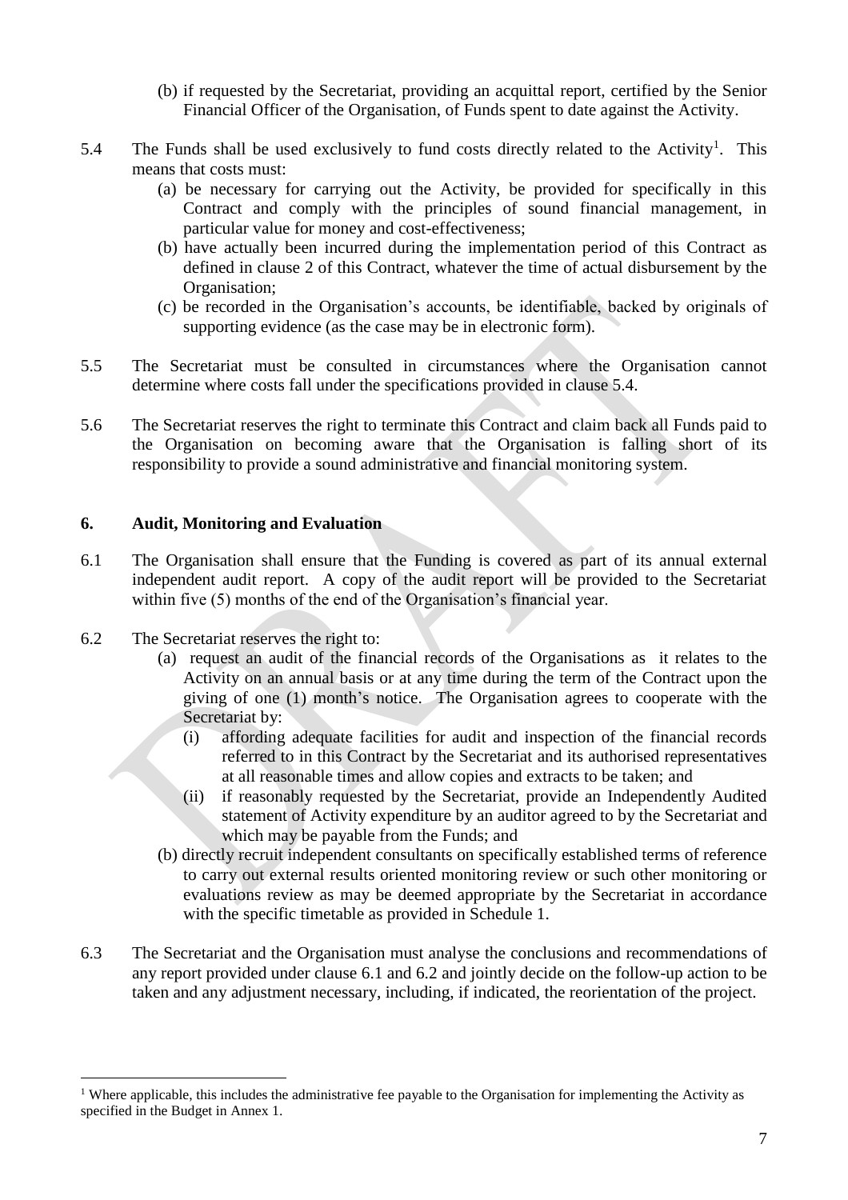(b) if requested by the Secretariat, providing an acquittal report, certified by the Senior Financial Officer of the Organisation, of Funds spent to date against the Activity.

5.4 The Funds shall be used exclusively to fund costs directly related to the Activity[1]. This means that costs must:

(a) be necessary for carrying out the Activity, be provided for specifically in this Contract and comply with the principles of sound financial management, in particular value for money and cost-effectiveness;

(b) have actually been incurred during the implementation period of this Contract as defined in clause 2 of this Contract, whatever the time of actual disbursement by the Organisation;

(c) be recorded in the Organisation's accounts, be identifiable, backed by originals of supporting evidence (as the case may be in electronic form).

5.5 The Secretariat must be consulted in circumstances where the Organisation cannot determine where costs fall under the specifications provided in clause 5.4.

5.6 The Secretariat reserves the right to terminate this Contract and claim back all Funds paid to the Organisation on becoming aware that the Organisation is falling short of its responsibility to provide a sound administrative and financial monitoring system.

## 6. Audit, Monitoring and Evaluation

6.1 The Organisation shall ensure that the Funding is covered as part of its annual external independent audit report. A copy of the audit report will be provided to the Secretariat within five (5) months of the end of the Organisation's financial year.

6.2 The Secretariat reserves the right to:

(a) request an audit of the financial records of the Organisations as it relates to the Activity on an annual basis or at any time during the term of the Contract upon the giving of one (1) month's notice. The Organisation agrees to cooperate with the Secretariat by:

(i) affording adequate facilities for audit and inspection of the financial records referred to in this Contract by the Secretariat and its authorised representatives at all reasonable times and allow copies and extracts to be taken; and

(ii) if reasonably requested by the Secretariat, provide an Independently Audited statement of Activity expenditure by an auditor agreed to by the Secretariat and which may be payable from the Funds; and

(b) directly recruit independent consultants on specifically established terms of reference to carry out external results oriented monitoring review or such other monitoring or evaluations review as may be deemed appropriate by the Secretariat in accordance with the specific timetable as provided in Schedule 1.

6.3 The Secretariat and the Organisation must analyse the conclusions and recommendations of any report provided under clause 6.1 and 6.2 and jointly decide on the follow-up action to be taken and any adjustment necessary, including, if indicated, the reorientation of the project.

---

[1] Where applicable, this includes the administrative fee payable to the Organisation for implementing the Activity as specified in the Budget in Annex 1.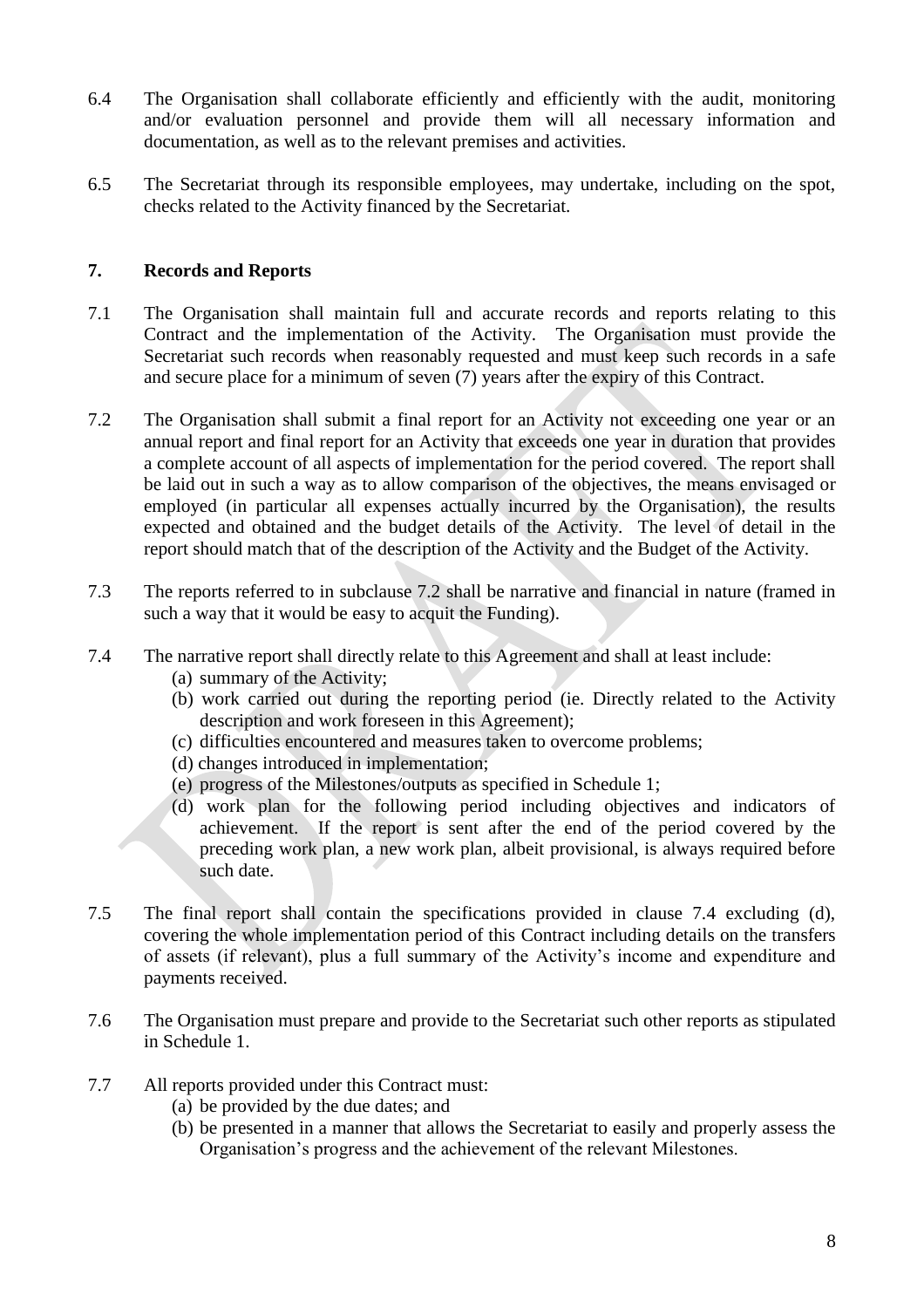6.4 The Organisation shall collaborate efficiently and efficiently with the audit, monitoring and/or evaluation personnel and provide them will all necessary information and documentation, as well as to the relevant premises and activities.

6.5 The Secretariat through its responsible employees, may undertake, including on the spot, checks related to the Activity financed by the Secretariat.

## 7. Records and Reports

7.1 The Organisation shall maintain full and accurate records and reports relating to this Contract and the implementation of the Activity. The Organisation must provide the Secretariat such records when reasonably requested and must keep such records in a safe and secure place for a minimum of seven (7) years after the expiry of this Contract.

7.2 The Organisation shall submit a final report for an Activity not exceeding one year or an annual report and final report for an Activity that exceeds one year in duration that provides a complete account of all aspects of implementation for the period covered. The report shall be laid out in such a way as to allow comparison of the objectives, the means envisaged or employed (in particular all expenses actually incurred by the Organisation), the results expected and obtained and the budget details of the Activity. The level of detail in the report should match that of the description of the Activity and the Budget of the Activity.

7.3 The reports referred to in subclause 7.2 shall be narrative and financial in nature (framed in such a way that it would be easy to acquit the Funding).

7.4 The narrative report shall directly relate to this Agreement and shall at least include:

(a) summary of the Activity;

(b) work carried out during the reporting period (ie. Directly related to the Activity description and work foreseen in this Agreement);

(c) difficulties encountered and measures taken to overcome problems;

(d) changes introduced in implementation;

(e) progress of the Milestones/outputs as specified in Schedule 1;

(d) work plan for the following period including objectives and indicators of achievement. If the report is sent after the end of the period covered by the preceding work plan, a new work plan, albeit provisional, is always required before such date.

7.5 The final report shall contain the specifications provided in clause 7.4 excluding (d), covering the whole implementation period of this Contract including details on the transfers of assets (if relevant), plus a full summary of the Activity's income and expenditure and payments received.

7.6 The Organisation must prepare and provide to the Secretariat such other reports as stipulated in Schedule 1.

7.7 All reports provided under this Contract must:

(a) be provided by the due dates; and

(b) be presented in a manner that allows the Secretariat to easily and properly assess the Organisation's progress and the achievement of the relevant Milestones.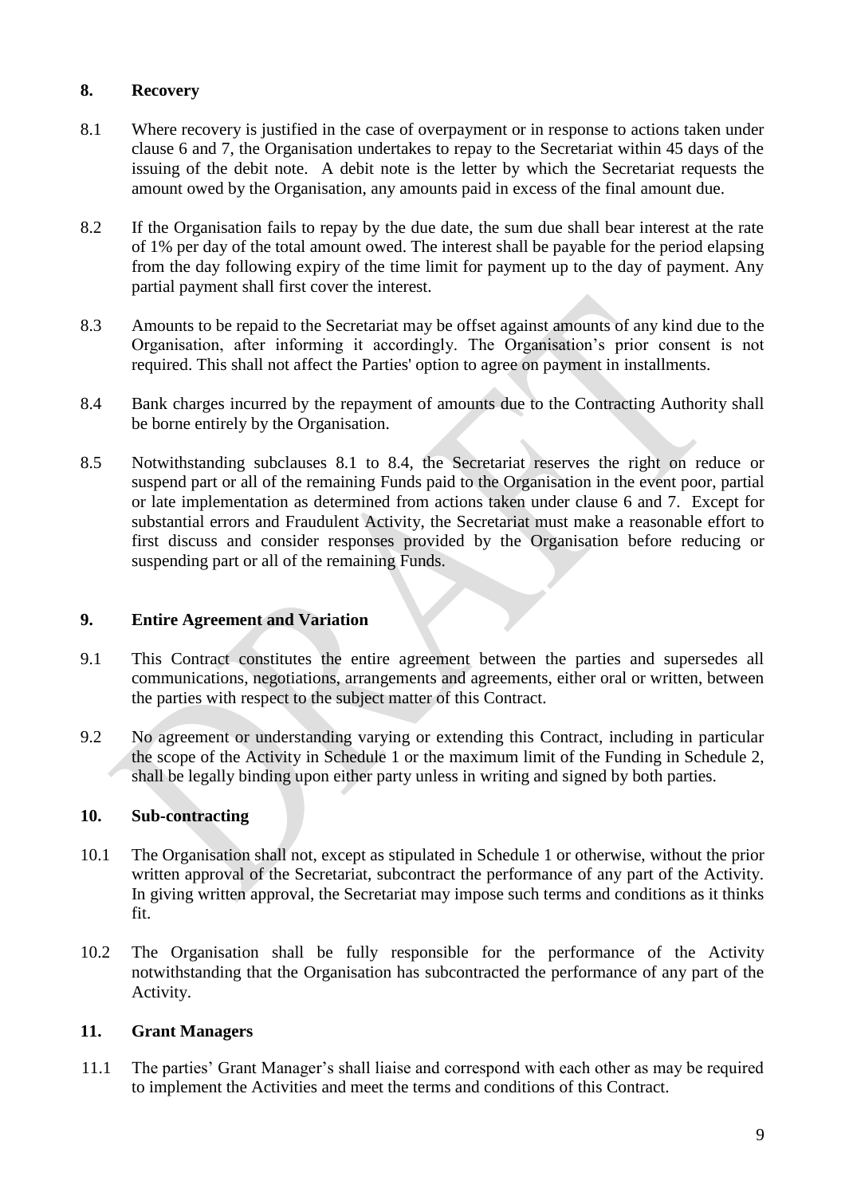## 8. Recovery

8.1 Where recovery is justified in the case of overpayment or in response to actions taken under clause 6 and 7, the Organisation undertakes to repay to the Secretariat within 45 days of the issuing of the debit note. A debit note is the letter by which the Secretariat requests the amount owed by the Organisation, any amounts paid in excess of the final amount due.

8.2 If the Organisation fails to repay by the due date, the sum due shall bear interest at the rate of 1% per day of the total amount owed. The interest shall be payable for the period elapsing from the day following expiry of the time limit for payment up to the day of payment. Any partial payment shall first cover the interest.

8.3 Amounts to be repaid to the Secretariat may be offset against amounts of any kind due to the Organisation, after informing it accordingly. The Organisation's prior consent is not required. This shall not affect the Parties' option to agree on payment in installments.

8.4 Bank charges incurred by the repayment of amounts due to the Contracting Authority shall be borne entirely by the Organisation.

8.5 Notwithstanding subclauses 8.1 to 8.4, the Secretariat reserves the right on reduce or suspend part or all of the remaining Funds paid to the Organisation in the event poor, partial or late implementation as determined from actions taken under clause 6 and 7. Except for substantial errors and Fraudulent Activity, the Secretariat must make a reasonable effort to first discuss and consider responses provided by the Organisation before reducing or suspending part or all of the remaining Funds.

## 9. Entire Agreement and Variation

9.1 This Contract constitutes the entire agreement between the parties and supersedes all communications, negotiations, arrangements and agreements, either oral or written, between the parties with respect to the subject matter of this Contract.

9.2 No agreement or understanding varying or extending this Contract, including in particular the scope of the Activity in Schedule 1 or the maximum limit of the Funding in Schedule 2, shall be legally binding upon either party unless in writing and signed by both parties.

## 10. Sub-contracting

10.1 The Organisation shall not, except as stipulated in Schedule 1 or otherwise, without the prior written approval of the Secretariat, subcontract the performance of any part of the Activity. In giving written approval, the Secretariat may impose such terms and conditions as it thinks fit.

10.2 The Organisation shall be fully responsible for the performance of the Activity notwithstanding that the Organisation has subcontracted the performance of any part of the Activity.

## 11. Grant Managers

11.1 The parties' Grant Manager's shall liaise and correspond with each other as may be required to implement the Activities and meet the terms and conditions of this Contract.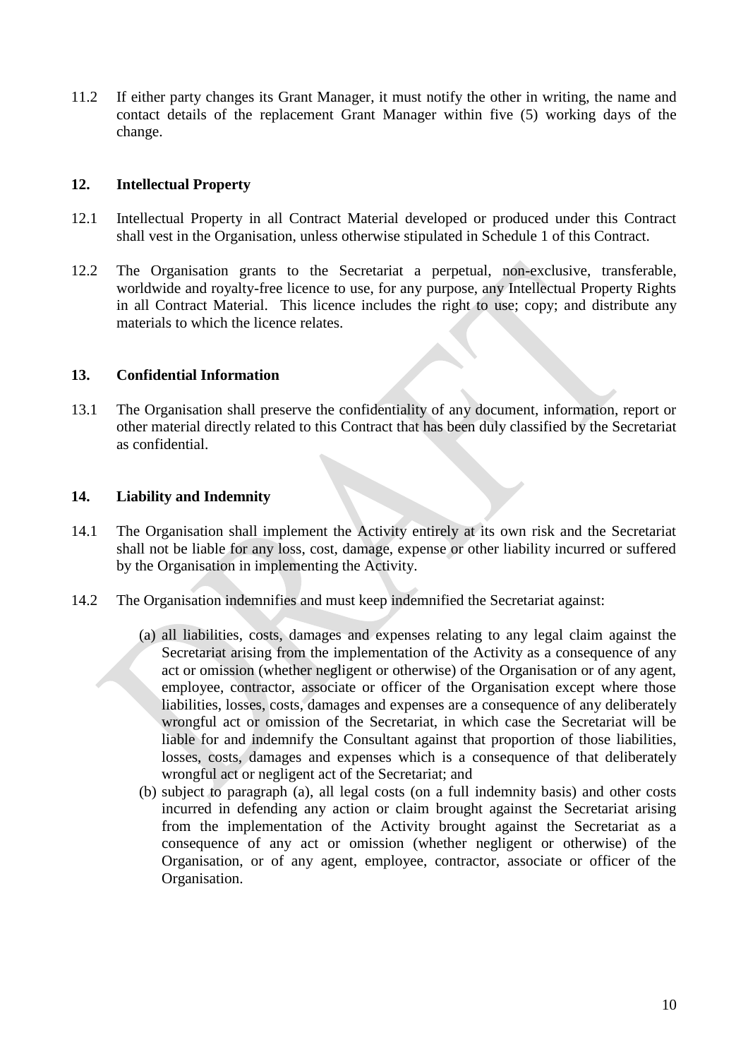11.2 If either party changes its Grant Manager, it must notify the other in writing, the name and contact details of the replacement Grant Manager within five (5) working days of the change.

## 12. Intellectual Property

12.1 Intellectual Property in all Contract Material developed or produced under this Contract shall vest in the Organisation, unless otherwise stipulated in Schedule 1 of this Contract.

12.2 The Organisation grants to the Secretariat a perpetual, non-exclusive, transferable, worldwide and royalty-free licence to use, for any purpose, any Intellectual Property Rights in all Contract Material. This licence includes the right to use; copy; and distribute any materials to which the licence relates.

## 13. Confidential Information

13.1 The Organisation shall preserve the confidentiality of any document, information, report or other material directly related to this Contract that has been duly classified by the Secretariat as confidential.

## 14. Liability and Indemnity

14.1 The Organisation shall implement the Activity entirely at its own risk and the Secretariat shall not be liable for any loss, cost, damage, expense or other liability incurred or suffered by the Organisation in implementing the Activity.

14.2 The Organisation indemnifies and must keep indemnified the Secretariat against:

(a) all liabilities, costs, damages and expenses relating to any legal claim against the Secretariat arising from the implementation of the Activity as a consequence of any act or omission (whether negligent or otherwise) of the Organisation or of any agent, employee, contractor, associate or officer of the Organisation except where those liabilities, losses, costs, damages and expenses are a consequence of any deliberately wrongful act or omission of the Secretariat, in which case the Secretariat will be liable for and indemnify the Consultant against that proportion of those liabilities, losses, costs, damages and expenses which is a consequence of that deliberately wrongful act or negligent act of the Secretariat; and

(b) subject to paragraph (a), all legal costs (on a full indemnity basis) and other costs incurred in defending any action or claim brought against the Secretariat arising from the implementation of the Activity brought against the Secretariat as a consequence of any act or omission (whether negligent or otherwise) of the Organisation, or of any agent, employee, contractor, associate or officer of the Organisation.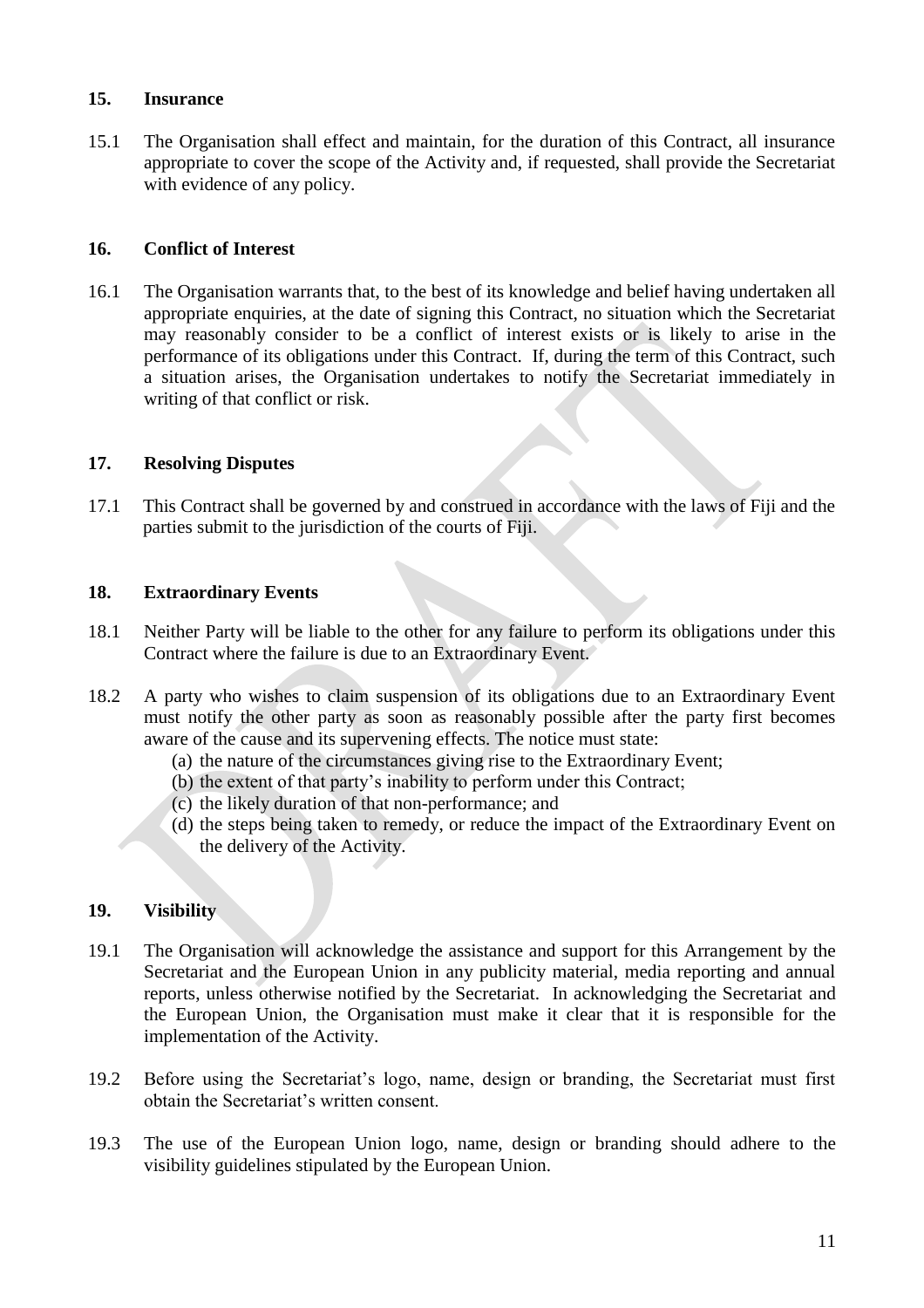## 15. Insurance

15.1 The Organisation shall effect and maintain, for the duration of this Contract, all insurance appropriate to cover the scope of the Activity and, if requested, shall provide the Secretariat with evidence of any policy.

## 16. Conflict of Interest

16.1 The Organisation warrants that, to the best of its knowledge and belief having undertaken all appropriate enquiries, at the date of signing this Contract, no situation which the Secretariat may reasonably consider to be a conflict of interest exists or is likely to arise in the performance of its obligations under this Contract. If, during the term of this Contract, such a situation arises, the Organisation undertakes to notify the Secretariat immediately in writing of that conflict or risk.

## 17. Resolving Disputes

17.1 This Contract shall be governed by and construed in accordance with the laws of Fiji and the parties submit to the jurisdiction of the courts of Fiji.

## 18. Extraordinary Events

18.1 Neither Party will be liable to the other for any failure to perform its obligations under this Contract where the failure is due to an Extraordinary Event.

18.2 A party who wishes to claim suspension of its obligations due to an Extraordinary Event must notify the other party as soon as reasonably possible after the party first becomes aware of the cause and its supervening effects. The notice must state:

(a) the nature of the circumstances giving rise to the Extraordinary Event;
(b) the extent of that party's inability to perform under this Contract;
(c) the likely duration of that non-performance; and
(d) the steps being taken to remedy, or reduce the impact of the Extraordinary Event on the delivery of the Activity.

## 19. Visibility

19.1 The Organisation will acknowledge the assistance and support for this Arrangement by the Secretariat and the European Union in any publicity material, media reporting and annual reports, unless otherwise notified by the Secretariat. In acknowledging the Secretariat and the European Union, the Organisation must make it clear that it is responsible for the implementation of the Activity.

19.2 Before using the Secretariat's logo, name, design or branding, the Secretariat must first obtain the Secretariat's written consent.

19.3 The use of the European Union logo, name, design or branding should adhere to the visibility guidelines stipulated by the European Union.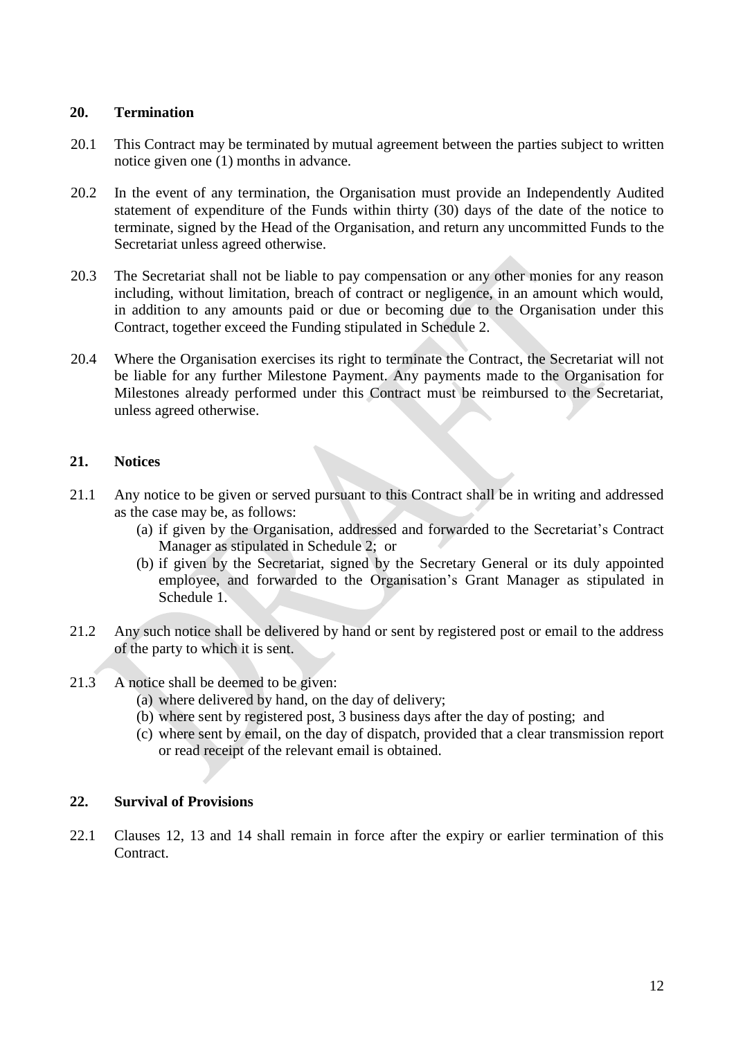## 20. Termination

20.1 This Contract may be terminated by mutual agreement between the parties subject to written notice given one (1) months in advance.

20.2 In the event of any termination, the Organisation must provide an Independently Audited statement of expenditure of the Funds within thirty (30) days of the date of the notice to terminate, signed by the Head of the Organisation, and return any uncommitted Funds to the Secretariat unless agreed otherwise.

20.3 The Secretariat shall not be liable to pay compensation or any other monies for any reason including, without limitation, breach of contract or negligence, in an amount which would, in addition to any amounts paid or due or becoming due to the Organisation under this Contract, together exceed the Funding stipulated in Schedule 2.

20.4 Where the Organisation exercises its right to terminate the Contract, the Secretariat will not be liable for any further Milestone Payment. Any payments made to the Organisation for Milestones already performed under this Contract must be reimbursed to the Secretariat, unless agreed otherwise.

## 21. Notices

21.1 Any notice to be given or served pursuant to this Contract shall be in writing and addressed as the case may be, as follows:

(a) if given by the Organisation, addressed and forwarded to the Secretariat's Contract Manager as stipulated in Schedule 2; or

(b) if given by the Secretariat, signed by the Secretary General or its duly appointed employee, and forwarded to the Organisation's Grant Manager as stipulated in Schedule 1.

21.2 Any such notice shall be delivered by hand or sent by registered post or email to the address of the party to which it is sent.

21.3 A notice shall be deemed to be given:

(a) where delivered by hand, on the day of delivery;

(b) where sent by registered post, 3 business days after the day of posting; and

(c) where sent by email, on the day of dispatch, provided that a clear transmission report or read receipt of the relevant email is obtained.

## 22. Survival of Provisions

22.1 Clauses 12, 13 and 14 shall remain in force after the expiry or earlier termination of this Contract.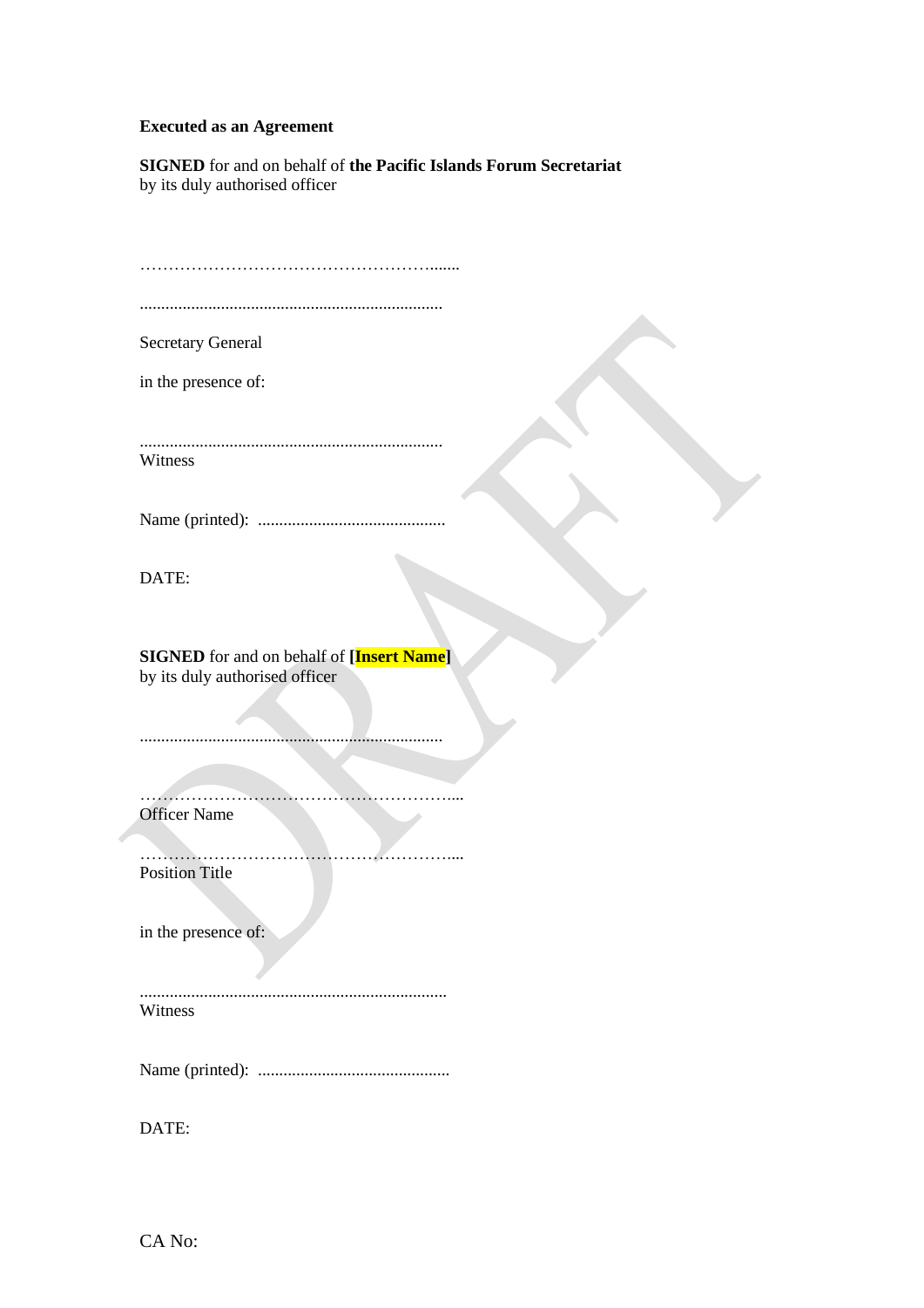**Executed as an Agreement**

**SIGNED** for and on behalf of **the Pacific Islands Forum Secretariat** by its duly authorised officer

……………………………………………......

......................................................................

Secretary General

in the presence of:

......................................................................
Witness

Name (printed): ............................................

DATE:

**SIGNED** for and on behalf of **[Insert Name]** by its duly authorised officer

......................................................................

……………………………………………....
Officer Name

……………………………………………....
Position Title

in the presence of:

.......................................................................
Witness

Name (printed): .............................................

DATE:

CA No: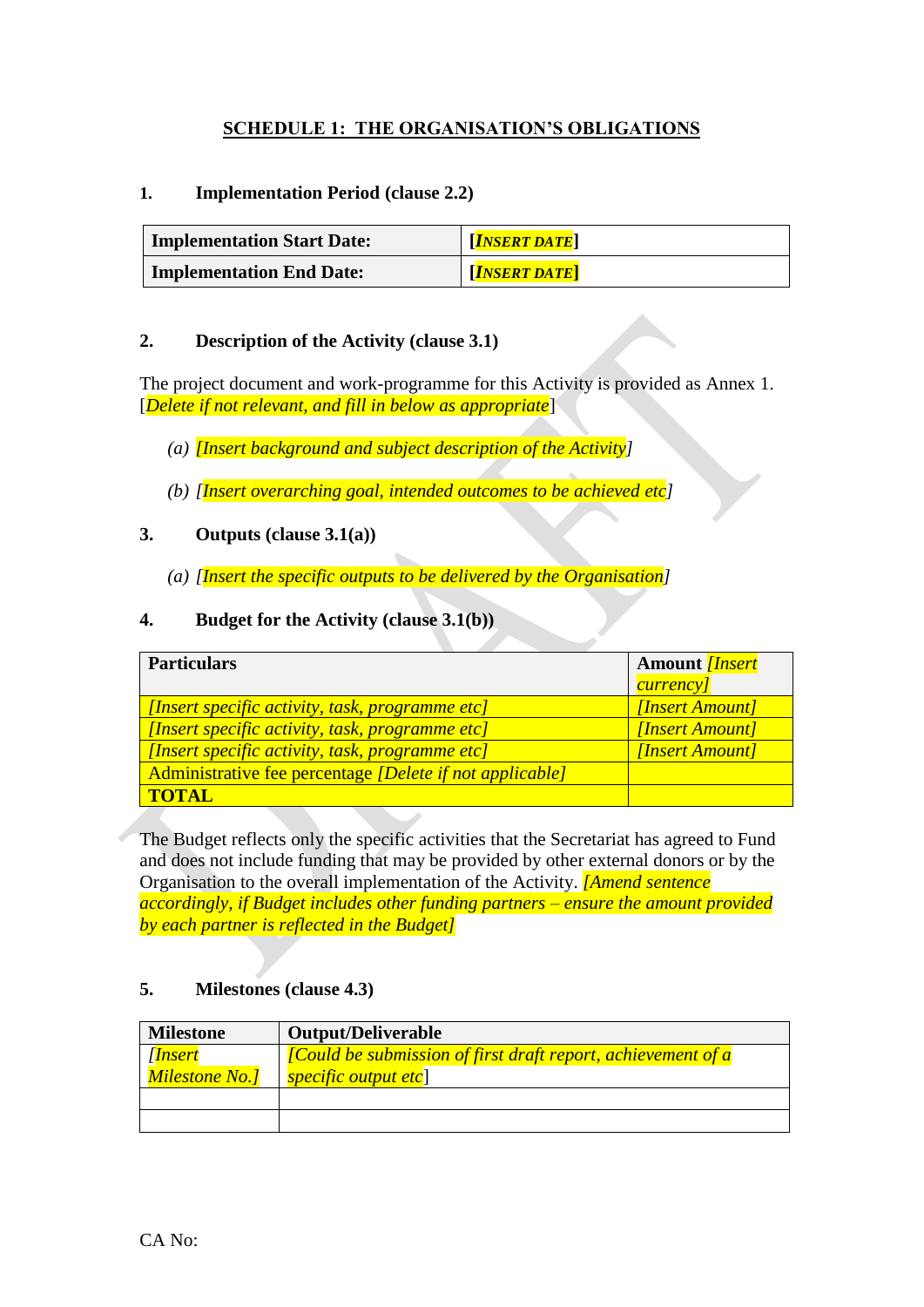## SCHEDULE 1: THE ORGANISATION'S OBLIGATIONS

**1. Implementation Period (clause 2.2)**

| **Implementation Start Date:** | **[*INSERT DATE*]** |
|---|---|
| **Implementation End Date:** | **[*INSERT DATE*]** |

**2. Description of the Activity (clause 3.1)**

The project document and work-programme for this Activity is provided as Annex 1. [*Delete if not relevant, and fill in below as appropriate*]

(a) *[Insert background and subject description of the Activity]*

(b) *[Insert overarching goal, intended outcomes to be achieved etc]*

**3. Outputs (clause 3.1(a))**

(a) *[Insert the specific outputs to be delivered by the Organisation]*

**4. Budget for the Activity (clause 3.1(b))**

| **Particulars** | **Amount** *[Insert currency]* |
|---|---|
| *[Insert specific activity, task, programme etc]* | *[Insert Amount]* |
| *[Insert specific activity, task, programme etc]* | *[Insert Amount]* |
| *[Insert specific activity, task, programme etc]* | *[Insert Amount]* |
| Administrative fee percentage *[Delete if not applicable]* | |
| **TOTAL** | |

The Budget reflects only the specific activities that the Secretariat has agreed to Fund and does not include funding that may be provided by other external donors or by the Organisation to the overall implementation of the Activity. *[Amend sentence accordingly, if Budget includes other funding partners – ensure the amount provided by each partner is reflected in the Budget]*

**5. Milestones (clause 4.3)**

| **Milestone** | **Output/Deliverable** |
|---|---|
| *[Insert Milestone No.]* | *[Could be submission of first draft report, achievement of a specific output etc*] |
| | |
| | |

CA No: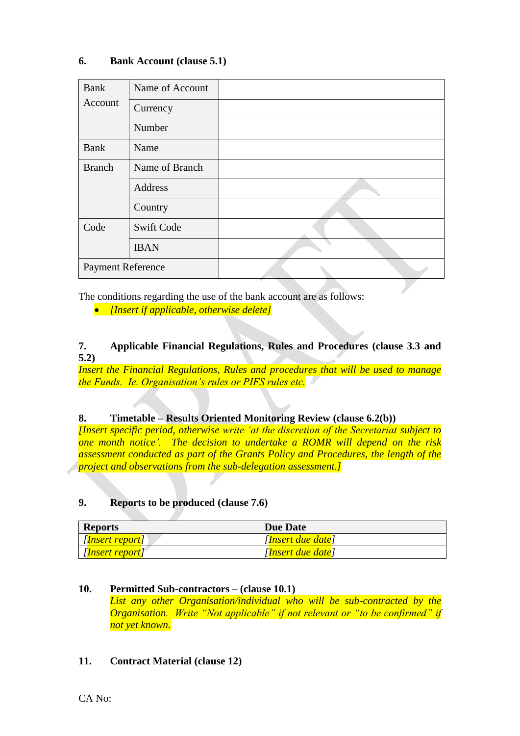### 6. Bank Account (clause 5.1)

| | | |
|---|---|---|
| Bank Account | Name of Account | |
| | Currency | |
| | Number | |
| Bank | Name | |
| Branch | Name of Branch | |
| | Address | |
| | Country | |
| Code | Swift Code | |
| | IBAN | |
| Payment Reference | | |

The conditions regarding the use of the bank account are as follows:

- *[Insert if applicable, otherwise delete]*

### 7. Applicable Financial Regulations, Rules and Procedures (clause 3.3 and 5.2)

*Insert the Financial Regulations, Rules and procedures that will be used to manage the Funds. Ie. Organisation's rules or PIFS rules etc.*

### 8. Timetable – Results Oriented Monitoring Review (clause 6.2(b))

*[Insert specific period, otherwise write 'at the discretion of the Secretariat subject to one month notice'. The decision to undertake a ROMR will depend on the risk assessment conducted as part of the Grants Policy and Procedures, the length of the project and observations from the sub-delegation assessment.]*

### 9. Reports to be produced (clause 7.6)

| Reports | Due Date |
|---|---|
| *[Insert report]* | *[Insert due date]* |
| *[Insert report]* | *[Insert due date]* |

### 10. Permitted Sub-contractors – (clause 10.1)

*List any other Organisation/individual who will be sub-contracted by the Organisation. Write "Not applicable" if not relevant or "to be confirmed" if not yet known.*

### 11. Contract Material (clause 12)

CA No: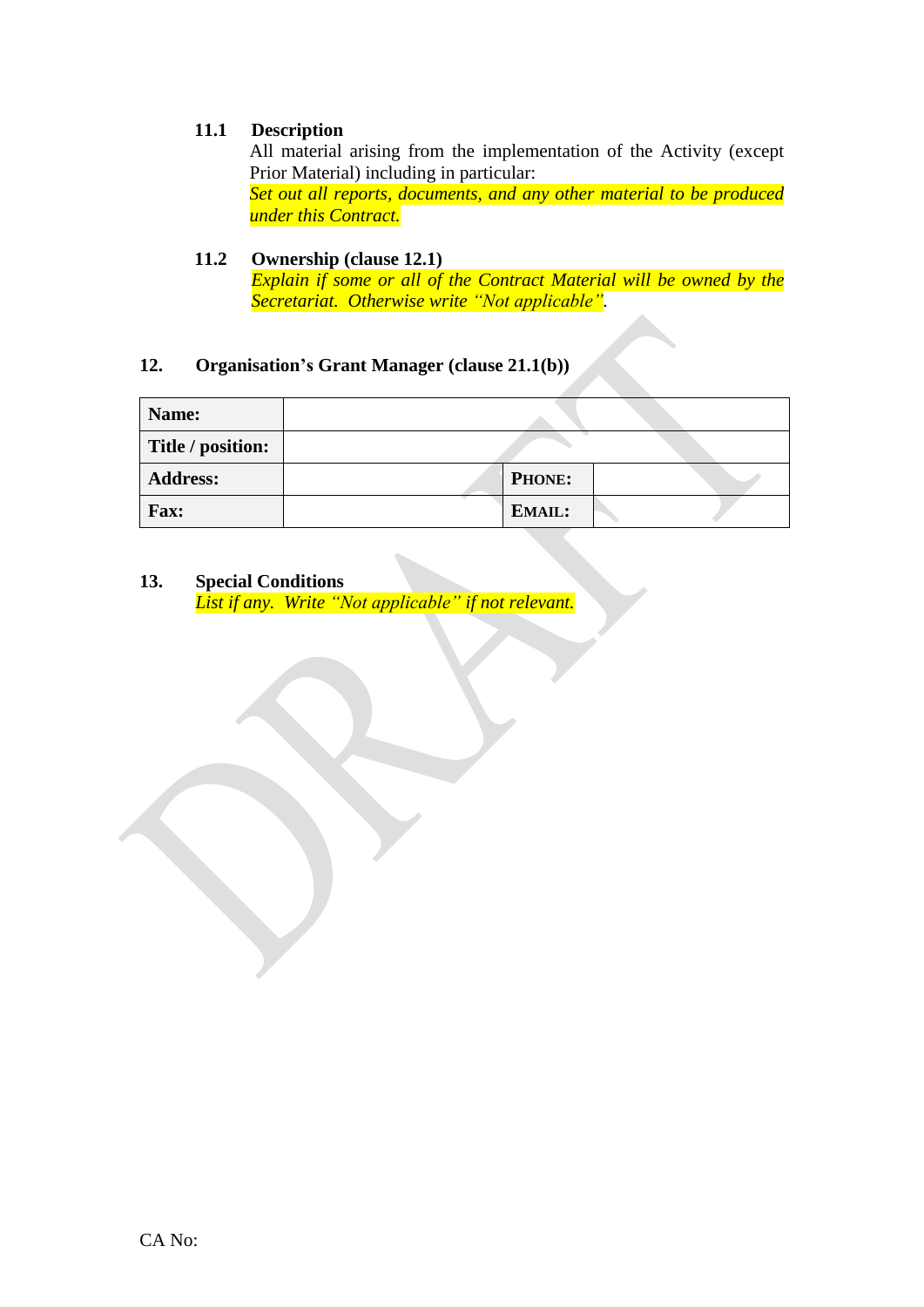### 11.1 Description

All material arising from the implementation of the Activity (except Prior Material) including in particular:

*Set out all reports, documents, and any other material to be produced under this Contract.*

### 11.2 Ownership (clause 12.1)

*Explain if some or all of the Contract Material will be owned by the Secretariat. Otherwise write "Not applicable".*

## 12. Organisation's Grant Manager (clause 21.1(b))

| **Name:** | | | |
|---|---|---|---|
| **Title / position:** | | | |
| **Address:** | | **PHONE:** | |
| **Fax:** | | **EMAIL:** | |

## 13. Special Conditions

*List if any. Write "Not applicable" if not relevant.*

CA No: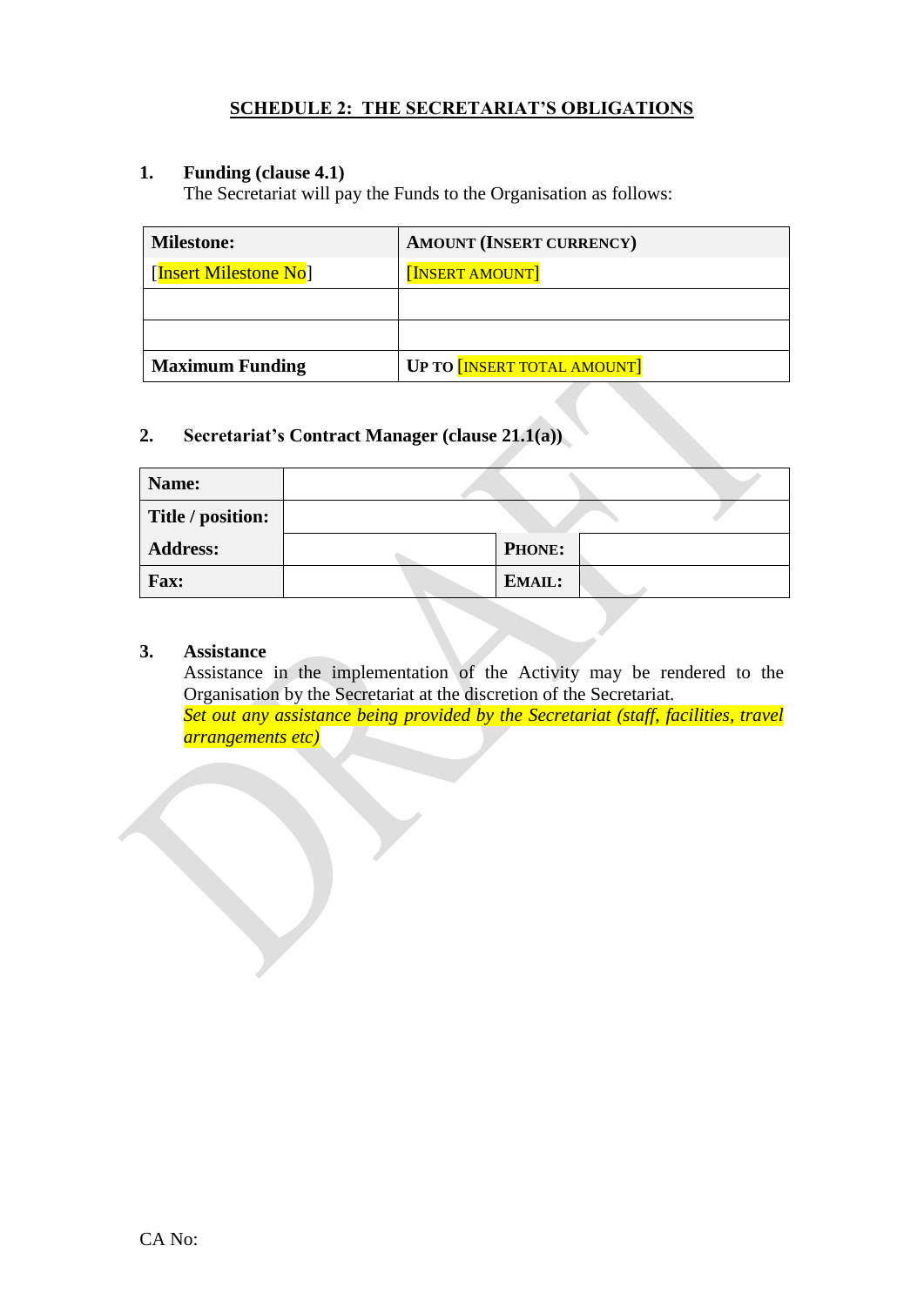## SCHEDULE 2: THE SECRETARIAT'S OBLIGATIONS

**1. Funding (clause 4.1)**

The Secretariat will pay the Funds to the Organisation as follows:

| Milestone: | AMOUNT (INSERT CURRENCY) |
|---|---|
| [Insert Milestone No] | [INSERT AMOUNT] |
| | |
| | |
| **Maximum Funding** | **UP TO** [INSERT TOTAL AMOUNT] |

**2. Secretariat's Contract Manager (clause 21.1(a))**

| | | | |
|---|---|---|---|
| **Name:** | | | |
| **Title / position:** | | | |
| **Address:** | | **PHONE:** | |
| **Fax:** | | **EMAIL:** | |

**3. Assistance**

Assistance in the implementation of the Activity may be rendered to the Organisation by the Secretariat at the discretion of the Secretariat.

*Set out any assistance being provided by the Secretariat (staff, facilities, travel arrangements etc)*

CA No: